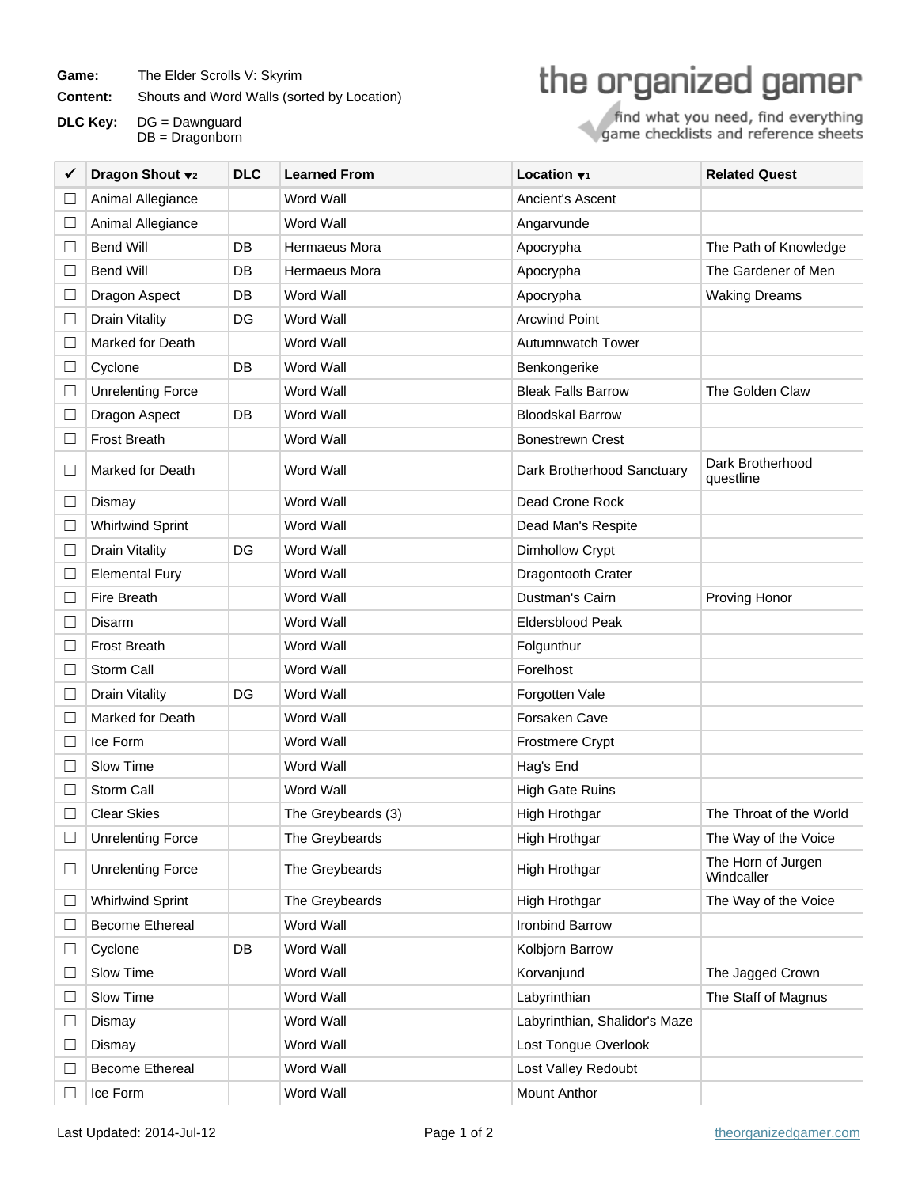**Game:** The Elder Scrolls V: Skyrim

**Content:** Shouts and Word Walls (sorted by Location)

**DLC Key:** DG = Dawnguard
DB = Dragonborn

the organized gamer
find what you need, find everything
game checklists and reference sheets

| ✔ | Dragon Shout ▼2 | DLC | Learned From | Location ▼1 | Related Quest |
|---|---|---|---|---|---|
| ☐ | Animal Allegiance | | Word Wall | Ancient's Ascent | |
| ☐ | Animal Allegiance | | Word Wall | Angarvunde | |
| ☐ | Bend Will | DB | Hermaeus Mora | Apocrypha | The Path of Knowledge |
| ☐ | Bend Will | DB | Hermaeus Mora | Apocrypha | The Gardener of Men |
| ☐ | Dragon Aspect | DB | Word Wall | Apocrypha | Waking Dreams |
| ☐ | Drain Vitality | DG | Word Wall | Arcwind Point | |
| ☐ | Marked for Death | | Word Wall | Autumnwatch Tower | |
| ☐ | Cyclone | DB | Word Wall | Benkongerike | |
| ☐ | Unrelenting Force | | Word Wall | Bleak Falls Barrow | The Golden Claw |
| ☐ | Dragon Aspect | DB | Word Wall | Bloodskal Barrow | |
| ☐ | Frost Breath | | Word Wall | Bonestrewn Crest | |
| ☐ | Marked for Death | | Word Wall | Dark Brotherhood Sanctuary | Dark Brotherhood questline |
| ☐ | Dismay | | Word Wall | Dead Crone Rock | |
| ☐ | Whirlwind Sprint | | Word Wall | Dead Man's Respite | |
| ☐ | Drain Vitality | DG | Word Wall | Dimhollow Crypt | |
| ☐ | Elemental Fury | | Word Wall | Dragontooth Crater | |
| ☐ | Fire Breath | | Word Wall | Dustman's Cairn | Proving Honor |
| ☐ | Disarm | | Word Wall | Eldersblood Peak | |
| ☐ | Frost Breath | | Word Wall | Folgunthur | |
| ☐ | Storm Call | | Word Wall | Forelhost | |
| ☐ | Drain Vitality | DG | Word Wall | Forgotten Vale | |
| ☐ | Marked for Death | | Word Wall | Forsaken Cave | |
| ☐ | Ice Form | | Word Wall | Frostmere Crypt | |
| ☐ | Slow Time | | Word Wall | Hag's End | |
| ☐ | Storm Call | | Word Wall | High Gate Ruins | |
| ☐ | Clear Skies | | The Greybeards (3) | High Hrothgar | The Throat of the World |
| ☐ | Unrelenting Force | | The Greybeards | High Hrothgar | The Way of the Voice |
| ☐ | Unrelenting Force | | The Greybeards | High Hrothgar | The Horn of Jurgen Windcaller |
| ☐ | Whirlwind Sprint | | The Greybeards | High Hrothgar | The Way of the Voice |
| ☐ | Become Ethereal | | Word Wall | Ironbind Barrow | |
| ☐ | Cyclone | DB | Word Wall | Kolbjorn Barrow | |
| ☐ | Slow Time | | Word Wall | Korvanjund | The Jagged Crown |
| ☐ | Slow Time | | Word Wall | Labyrinthian | The Staff of Magnus |
| ☐ | Dismay | | Word Wall | Labyrinthian, Shalidor's Maze | |
| ☐ | Dismay | | Word Wall | Lost Tongue Overlook | |
| ☐ | Become Ethereal | | Word Wall | Lost Valley Redoubt | |
| ☐ | Ice Form | | Word Wall | Mount Anthor | |

Last Updated: 2014-Jul-12

theorganizedgamer.com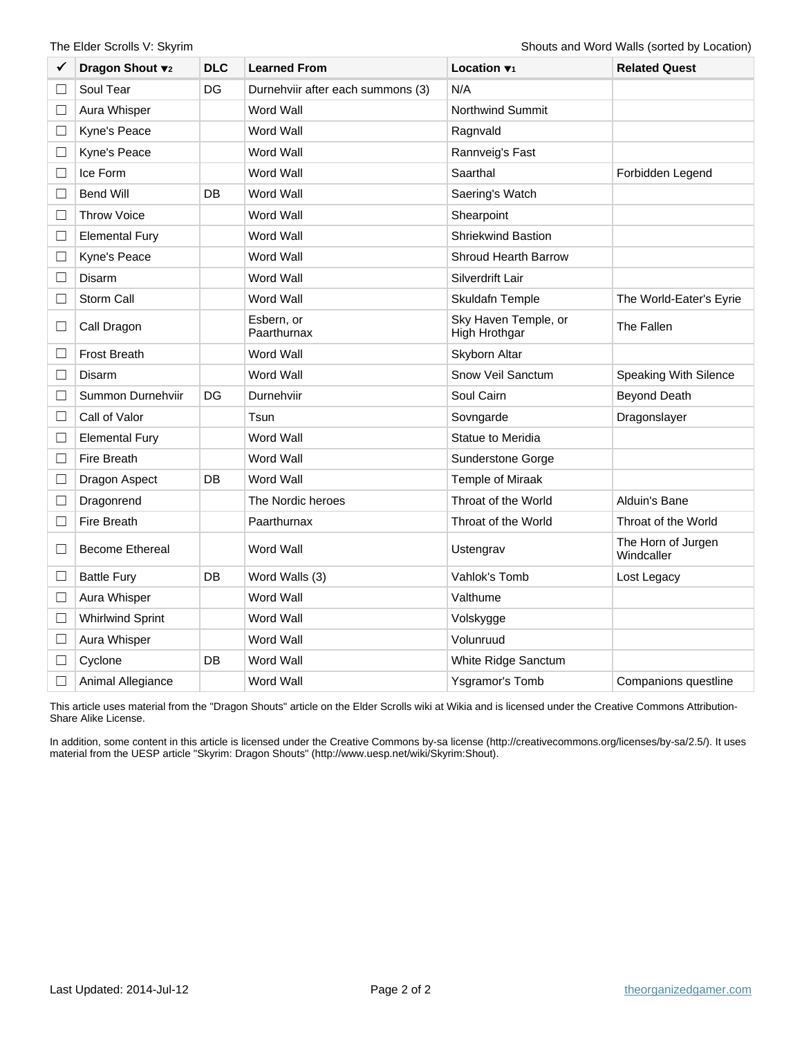| ✓ | Dragon Shout ▾2 | DLC | Learned From | Location ▾1 | Related Quest |
|---|---|---|---|---|---|
| ☐ | Soul Tear | DG | Durnehviir after each summons (3) | N/A | |
| ☐ | Aura Whisper | | Word Wall | Northwind Summit | |
| ☐ | Kyne's Peace | | Word Wall | Ragnvald | |
| ☐ | Kyne's Peace | | Word Wall | Rannveig's Fast | |
| ☐ | Ice Form | | Word Wall | Saarthal | Forbidden Legend |
| ☐ | Bend Will | DB | Word Wall | Saering's Watch | |
| ☐ | Throw Voice | | Word Wall | Shearpoint | |
| ☐ | Elemental Fury | | Word Wall | Shriekwind Bastion | |
| ☐ | Kyne's Peace | | Word Wall | Shroud Hearth Barrow | |
| ☐ | Disarm | | Word Wall | Silverdrift Lair | |
| ☐ | Storm Call | | Word Wall | Skuldafn Temple | The World-Eater's Eyrie |
| ☐ | Call Dragon | | Esbern, or Paarthurnax | Sky Haven Temple, or High Hrothgar | The Fallen |
| ☐ | Frost Breath | | Word Wall | Skyborn Altar | |
| ☐ | Disarm | | Word Wall | Snow Veil Sanctum | Speaking With Silence |
| ☐ | Summon Durnehviir | DG | Durnehviir | Soul Cairn | Beyond Death |
| ☐ | Call of Valor | | Tsun | Sovngarde | Dragonslayer |
| ☐ | Elemental Fury | | Word Wall | Statue to Meridia | |
| ☐ | Fire Breath | | Word Wall | Sunderstone Gorge | |
| ☐ | Dragon Aspect | DB | Word Wall | Temple of Miraak | |
| ☐ | Dragonrend | | The Nordic heroes | Throat of the World | Alduin's Bane |
| ☐ | Fire Breath | | Paarthurnax | Throat of the World | Throat of the World |
| ☐ | Become Ethereal | | Word Wall | Ustengrav | The Horn of Jurgen Windcaller |
| ☐ | Battle Fury | DB | Word Walls (3) | Vahlok's Tomb | Lost Legacy |
| ☐ | Aura Whisper | | Word Wall | Valthume | |
| ☐ | Whirlwind Sprint | | Word Wall | Volskygge | |
| ☐ | Aura Whisper | | Word Wall | Volunruud | |
| ☐ | Cyclone | DB | Word Wall | White Ridge Sanctum | |
| ☐ | Animal Allegiance | | Word Wall | Ysgramor's Tomb | Companions questline |

This article uses material from the "Dragon Shouts" article on the Elder Scrolls wiki at Wikia and is licensed under the Creative Commons Attribution-Share Alike License.

In addition, some content in this article is licensed under the Creative Commons by-sa license (http://creativecommons.org/licenses/by-sa/2.5/). It uses material from the UESP article "Skyrim: Dragon Shouts" (http://www.uesp.net/wiki/Skyrim:Shout).